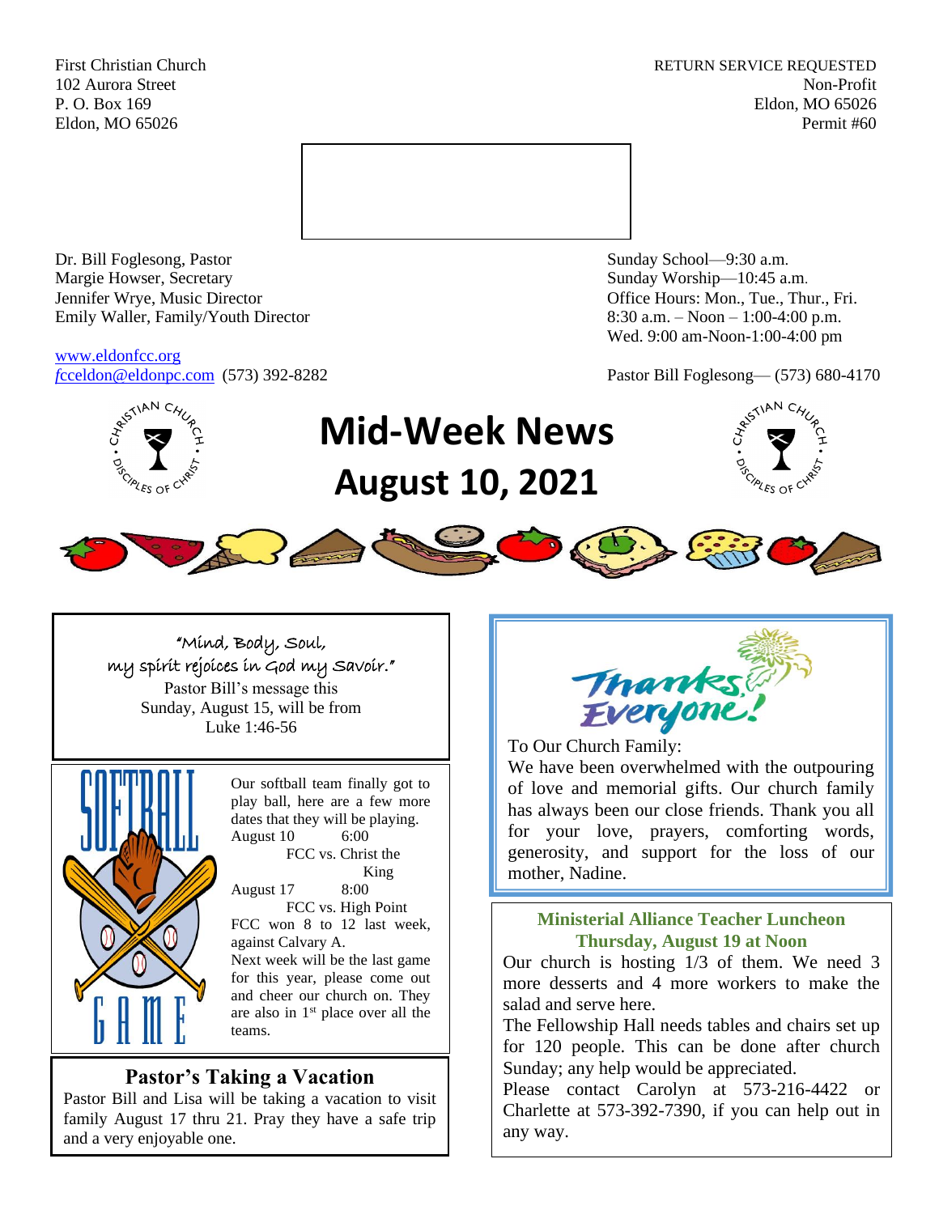First Christian Church
102 Aurora Street
P. O. Box 169
Eldon, MO 65026

RETURN SERVICE REQUESTED
Non-Profit
Eldon, MO 65026
Permit #60

Dr. Bill Foglesong, Pastor
Margie Howser, Secretary
Jennifer Wrye, Music Director
Emily Waller, Family/Youth Director

www.eldonfcc.org
fcceldon@eldonpc.com (573) 392-8282

Sunday School—9:30 a.m.
Sunday Worship—10:45 a.m.
Office Hours: Mon., Tue., Thur., Fri.
8:30 a.m. – Noon – 1:00-4:00 p.m.
Wed. 9:00 am-Noon-1:00-4:00 pm

Pastor Bill Foglesong— (573) 680-4170

# Mid-Week News
# August 10, 2021

"Mind, Body, Soul,
my spirit rejoices in God my Savoir."

Pastor Bill's message this Sunday, August 15, will be from Luke 1:46-56

## Softball Game

Our softball team finally got to play ball, here are a few more dates that they will be playing.

August 10 6:00
FCC vs. Christ the King

August 17 8:00
FCC vs. High Point

FCC won 8 to 12 last week, against Calvary A.

Next week will be the last game for this year, please come out and cheer our church on. They are also in 1st place over all the teams.

## Pastor's Taking a Vacation

Pastor Bill and Lisa will be taking a vacation to visit family August 17 thru 21. Pray they have a safe trip and a very enjoyable one.

## Thanks Everyone!

To Our Church Family:

We have been overwhelmed with the outpouring of love and memorial gifts. Our church family has always been our close friends. Thank you all for your love, prayers, comforting words, generosity, and support for the loss of our mother, Nadine.

## Ministerial Alliance Teacher Luncheon
### Thursday, August 19 at Noon

Our church is hosting 1/3 of them. We need 3 more desserts and 4 more workers to make the salad and serve here.

The Fellowship Hall needs tables and chairs set up for 120 people. This can be done after church Sunday; any help would be appreciated.

Please contact Carolyn at 573-216-4422 or Charlette at 573-392-7390, if you can help out in any way.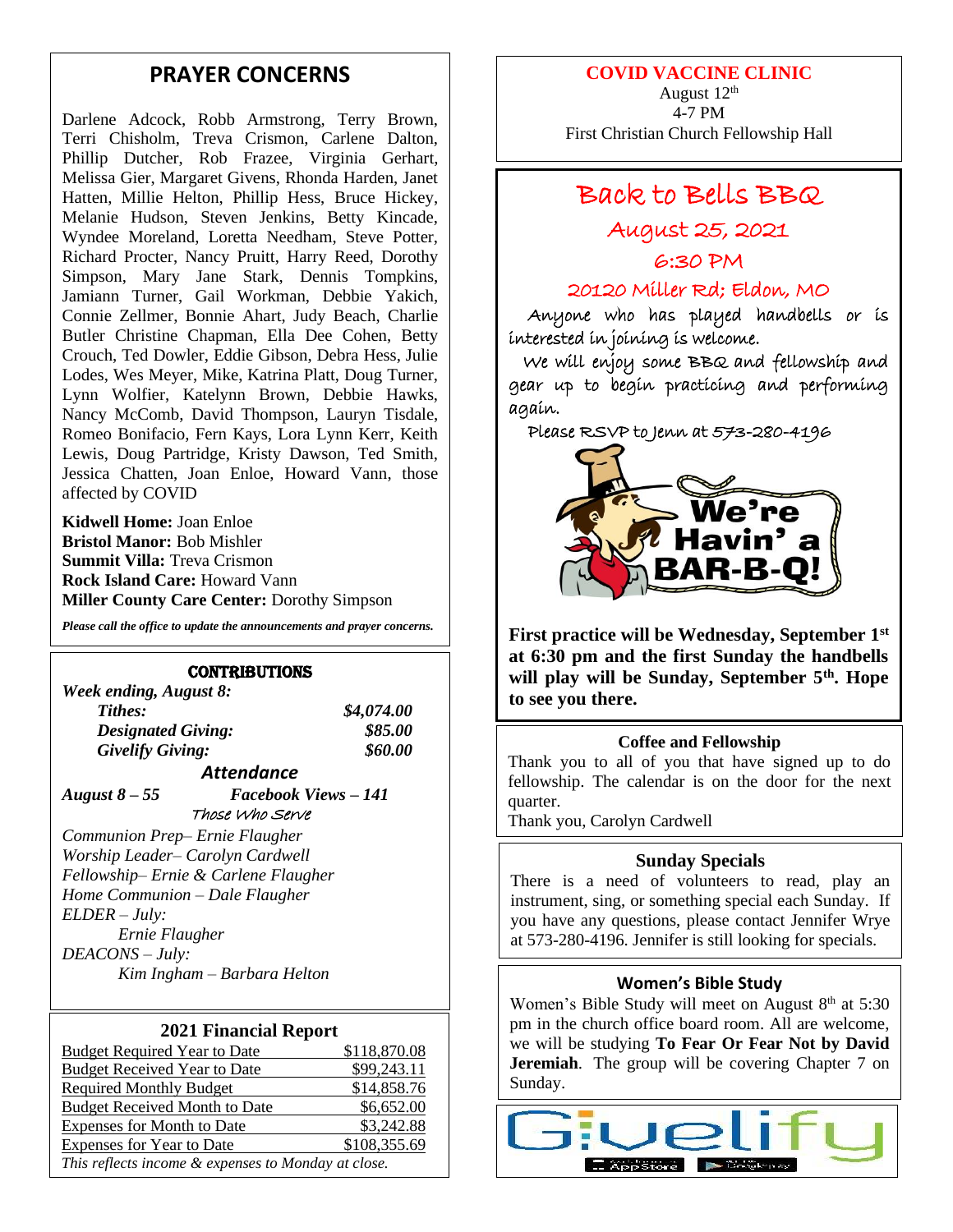## PRAYER CONCERNS

Darlene Adcock, Robb Armstrong, Terry Brown, Terri Chisholm, Treva Crismon, Carlene Dalton, Phillip Dutcher, Rob Frazee, Virginia Gerhart, Melissa Gier, Margaret Givens, Rhonda Harden, Janet Hatten, Millie Helton, Phillip Hess, Bruce Hickey, Melanie Hudson, Steven Jenkins, Betty Kincade, Wyndee Moreland, Loretta Needham, Steve Potter, Richard Procter, Nancy Pruitt, Harry Reed, Dorothy Simpson, Mary Jane Stark, Dennis Tompkins, Jamiann Turner, Gail Workman, Debbie Yakich, Connie Zellmer, Bonnie Ahart, Judy Beach, Charlie Butler Christine Chapman, Ella Dee Cohen, Betty Crouch, Ted Dowler, Eddie Gibson, Debra Hess, Julie Lodes, Wes Meyer, Mike, Katrina Platt, Doug Turner, Lynn Wolfier, Katelynn Brown, Debbie Hawks, Nancy McComb, David Thompson, Lauryn Tisdale, Romeo Bonifacio, Fern Kays, Lora Lynn Kerr, Keith Lewis, Doug Partridge, Kristy Dawson, Ted Smith, Jessica Chatten, Joan Enloe, Howard Vann, those affected by COVID

**Kidwell Home:** Joan Enloe
**Bristol Manor:** Bob Mishler
**Summit Villa:** Treva Crismon
**Rock Island Care:** Howard Vann
**Miller County Care Center:** Dorothy Simpson

***Please call the office to update the announcements and prayer concerns.***

### CONTRIBUTIONS

***Week ending, August 8:***

| | |
|---|---|
| ***Tithes:*** | ***$4,074.00*** |
| ***Designated Giving:*** | ***$85.00*** |
| ***Givelify Giving:*** | ***$60.00*** |

### *Attendance*

***August 8 – 55*** ***Facebook Views – 141***

*Those Who Serve*

*Communion Prep– Ernie Flaugher*
*Worship Leader– Carolyn Cardwell*
*Fellowship– Ernie & Carlene Flaugher*
*Home Communion – Dale Flaugher*
*ELDER – July:*
*Ernie Flaugher*
*DEACONS – July:*
*Kim Ingham – Barbara Helton*

### 2021 Financial Report

| | |
|---|---|
| Budget Required Year to Date | $118,870.08 |
| Budget Received Year to Date | $99,243.11 |
| Required Monthly Budget | $14,858.76 |
| Budget Received Month to Date | $6,652.00 |
| Expenses for Month to Date | $3,242.88 |
| Expenses for Year to Date | $108,355.69 |

*This reflects income & expenses to Monday at close.*

### COVID VACCINE CLINIC

August 12th
4-7 PM
First Christian Church Fellowship Hall

## Back to Bells BBQ

### August 25, 2021

### 6:30 PM

### 20120 Miller Rd; Eldon, MO

Anyone who has played handbells or is interested in joining is welcome.

We will enjoy some BBQ and fellowship and gear up to begin practicing and performing again.

Please RSVP to Jenn at 573-280-4196

We're Havin' a BAR-B-Q!

**First practice will be Wednesday, September 1st at 6:30 pm and the first Sunday the handbells will play will be Sunday, September 5th. Hope to see you there.**

### Coffee and Fellowship

Thank you to all of you that have signed up to do fellowship. The calendar is on the door for the next quarter.

Thank you, Carolyn Cardwell

### Sunday Specials

There is a need of volunteers to read, play an instrument, sing, or something special each Sunday. If you have any questions, please contact Jennifer Wrye at 573-280-4196. Jennifer is still looking for specials.

### Women's Bible Study

Women's Bible Study will meet on August 8th at 5:30 pm in the church office board room. All are welcome, we will be studying **To Fear Or Fear Not by David Jeremiah**. The group will be covering Chapter 7 on Sunday.

Givelify